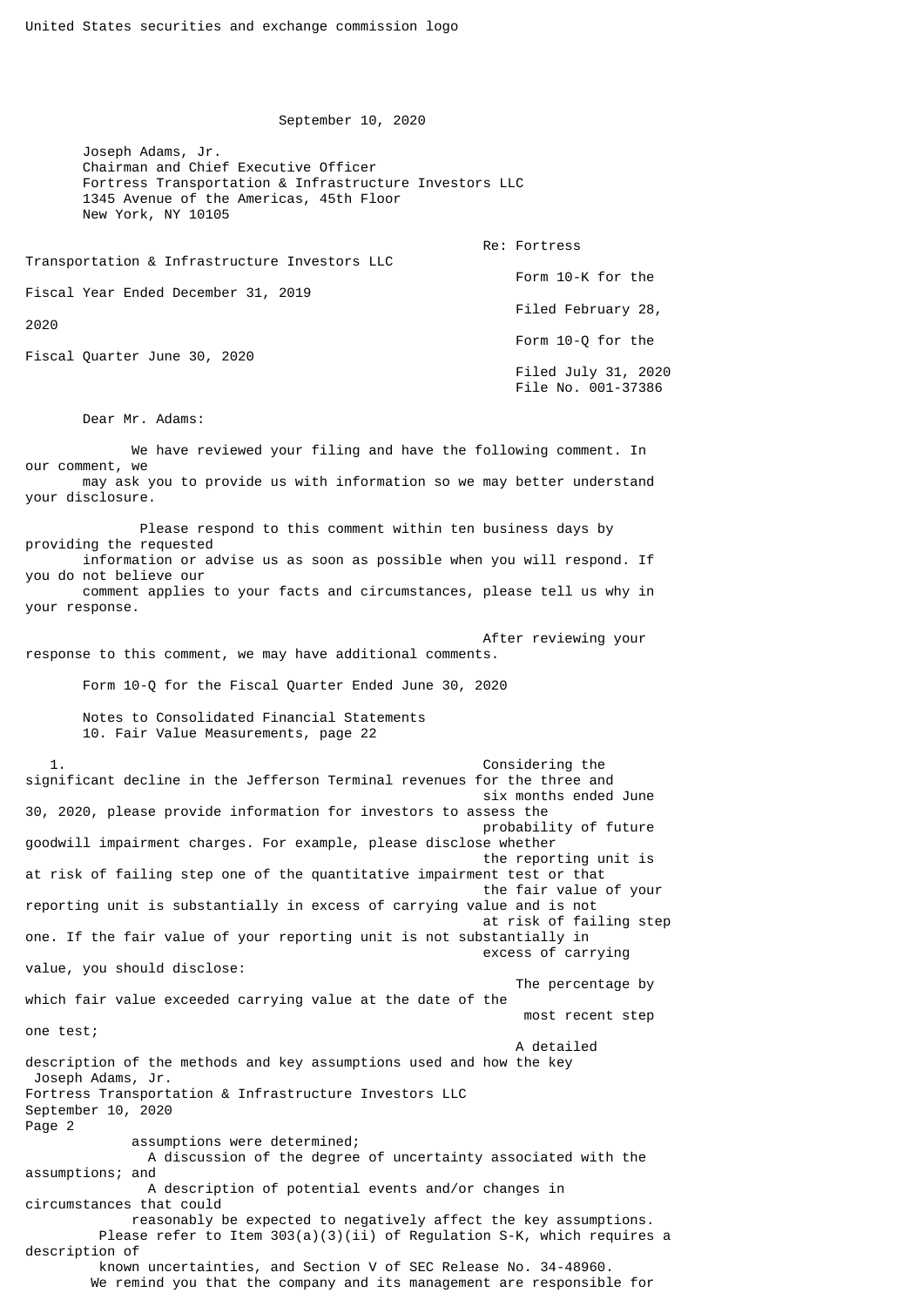United States securities and exchange commission logo

September 10, 2020

Joseph Adams, Jr.
Chairman and Chief Executive Officer
Fortress Transportation & Infrastructure Investors LLC
1345 Avenue of the Americas, 45th Floor
New York, NY 10105

Re: Fortress Transportation & Infrastructure Investors LLC
Form 10-K for the Fiscal Year Ended December 31, 2019
Filed February 28, 2020
Form 10-Q for the Fiscal Quarter June 30, 2020
Filed July 31, 2020
File No. 001-37386

Dear Mr. Adams:

We have reviewed your filing and have the following comment. In our comment, we may ask you to provide us with information so we may better understand your disclosure.

Please respond to this comment within ten business days by providing the requested information or advise us as soon as possible when you will respond. If you do not believe our comment applies to your facts and circumstances, please tell us why in your response.

After reviewing your response to this comment, we may have additional comments.

Form 10-Q for the Fiscal Quarter Ended June 30, 2020

Notes to Consolidated Financial Statements
10. Fair Value Measurements, page 22

1. Considering the significant decline in the Jefferson Terminal revenues for the three and six months ended June 30, 2020, please provide information for investors to assess the probability of future goodwill impairment charges. For example, please disclose whether the reporting unit is at risk of failing step one of the quantitative impairment test or that the fair value of your reporting unit is substantially in excess of carrying value and is not at risk of failing step one. If the fair value of your reporting unit is not substantially in excess of carrying value, you should disclose:
   - The percentage by which fair value exceeded carrying value at the date of the most recent step one test;
   - A detailed description of the methods and key assumptions used and how the key assumptions were determined;
   - A discussion of the degree of uncertainty associated with the assumptions; and
   - A description of potential events and/or changes in circumstances that could reasonably be expected to negatively affect the key assumptions.

   Please refer to Item 303(a)(3)(ii) of Regulation S-K, which requires a description of known uncertainties, and Section V of SEC Release No. 34-48960.

We remind you that the company and its management are responsible for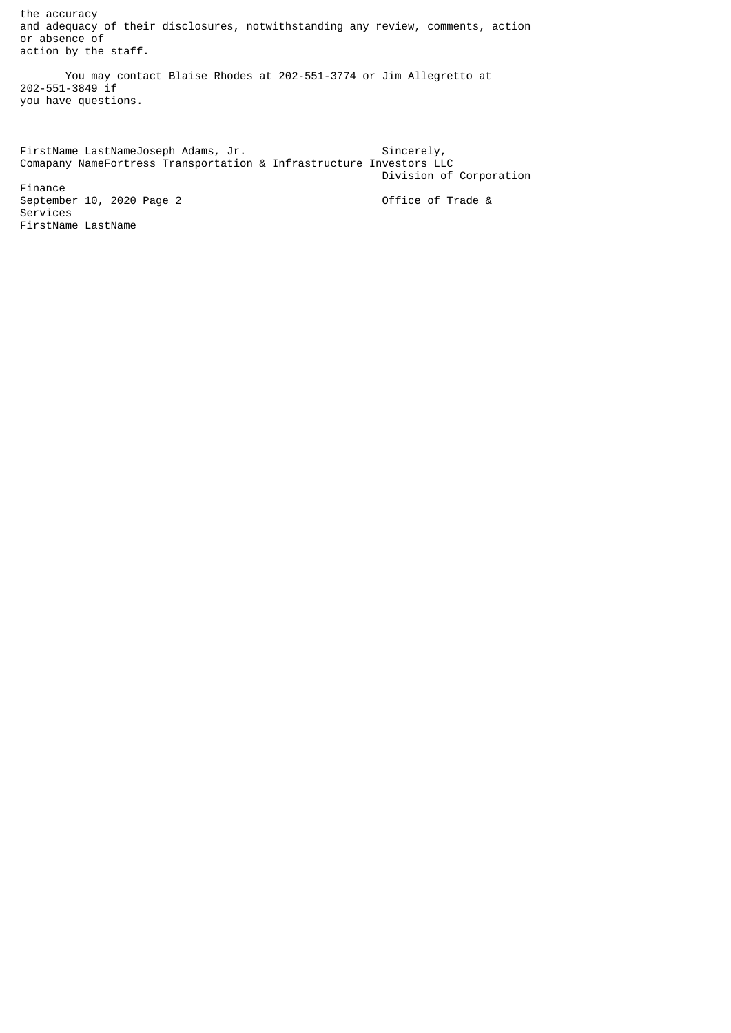the accuracy and adequacy of their disclosures, notwithstanding any review, comments, action or absence of action by the staff.

You may contact Blaise Rhodes at 202-551-3774 or Jim Allegretto at 202-551-3849 if you have questions.

Sincerely,

Division of Corporation Finance
Office of Trade & Services